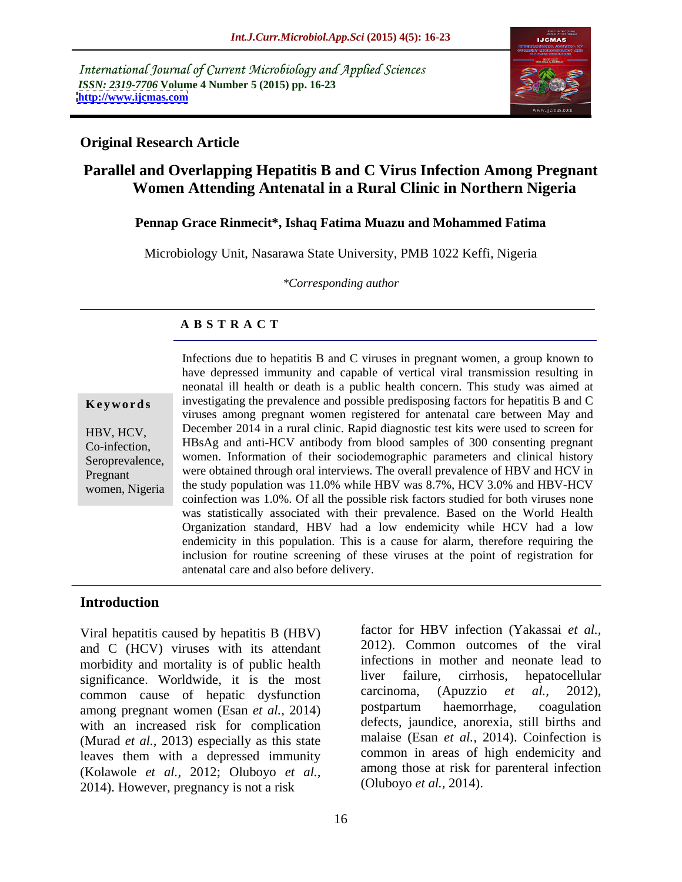International Journal of Current Microbiology and Applied Sciences
*ISSN: 2319-7706* **Volume 4 Number 5 (2015) pp. 16-23**
**http://www.ijcmas.com**

**Original Research Article**

# Parallel and Overlapping Hepatitis B and C Virus Infection Among Pregnant Women Attending Antenatal in a Rural Clinic in Northern Nigeria

**Pennap Grace Rinmecit*, Ishaq Fatima Muazu and Mohammed Fatima**

Microbiology Unit, Nasarawa State University, PMB 1022 Keffi, Nigeria

*\*Corresponding author*

## A B S T R A C T

**Keywords**

HBV, HCV, Co-infection, Seroprevalence, Pregnant women, Nigeria

Infections due to hepatitis B and C viruses in pregnant women, a group known to have depressed immunity and capable of vertical viral transmission resulting in neonatal ill health or death is a public health concern. This study was aimed at investigating the prevalence and possible predisposing factors for hepatitis B and C viruses among pregnant women registered for antenatal care between May and December 2014 in a rural clinic. Rapid diagnostic test kits were used to screen for HBsAg and anti-HCV antibody from blood samples of 300 consenting pregnant women. Information of their sociodemographic parameters and clinical history were obtained through oral interviews. The overall prevalence of HBV and HCV in the study population was 11.0% while HBV was 8.7%, HCV 3.0% and HBV-HCV coinfection was 1.0%. Of all the possible risk factors studied for both viruses none was statistically associated with their prevalence. Based on the World Health Organization standard, HBV had a low endemicity while HCV had a low endemicity in this population. This is a cause for alarm, therefore requiring the inclusion for routine screening of these viruses at the point of registration for antenatal care and also before delivery.

## Introduction

Viral hepatitis caused by hepatitis B (HBV) and C (HCV) viruses with its attendant morbidity and mortality is of public health significance. Worldwide, it is the most common cause of hepatic dysfunction among pregnant women (Esan *et al.,* 2014) with an increased risk for complication (Murad *et al.,* 2013) especially as this state leaves them with a depressed immunity (Kolawole *et al.,* 2012; Oluboyo *et al.,* 2014). However, pregnancy is not a risk factor for HBV infection (Yakassai *et al.,* 2012). Common outcomes of the viral infections in mother and neonate lead to liver failure, cirrhosis, hepatocellular carcinoma, (Apuzzio *et al.,* 2012), postpartum haemorrhage, coagulation defects, jaundice, anorexia, still births and malaise (Esan *et al.,* 2014). Coinfection is common in areas of high endemicity and among those at risk for parenteral infection (Oluboyo *et al.,* 2014).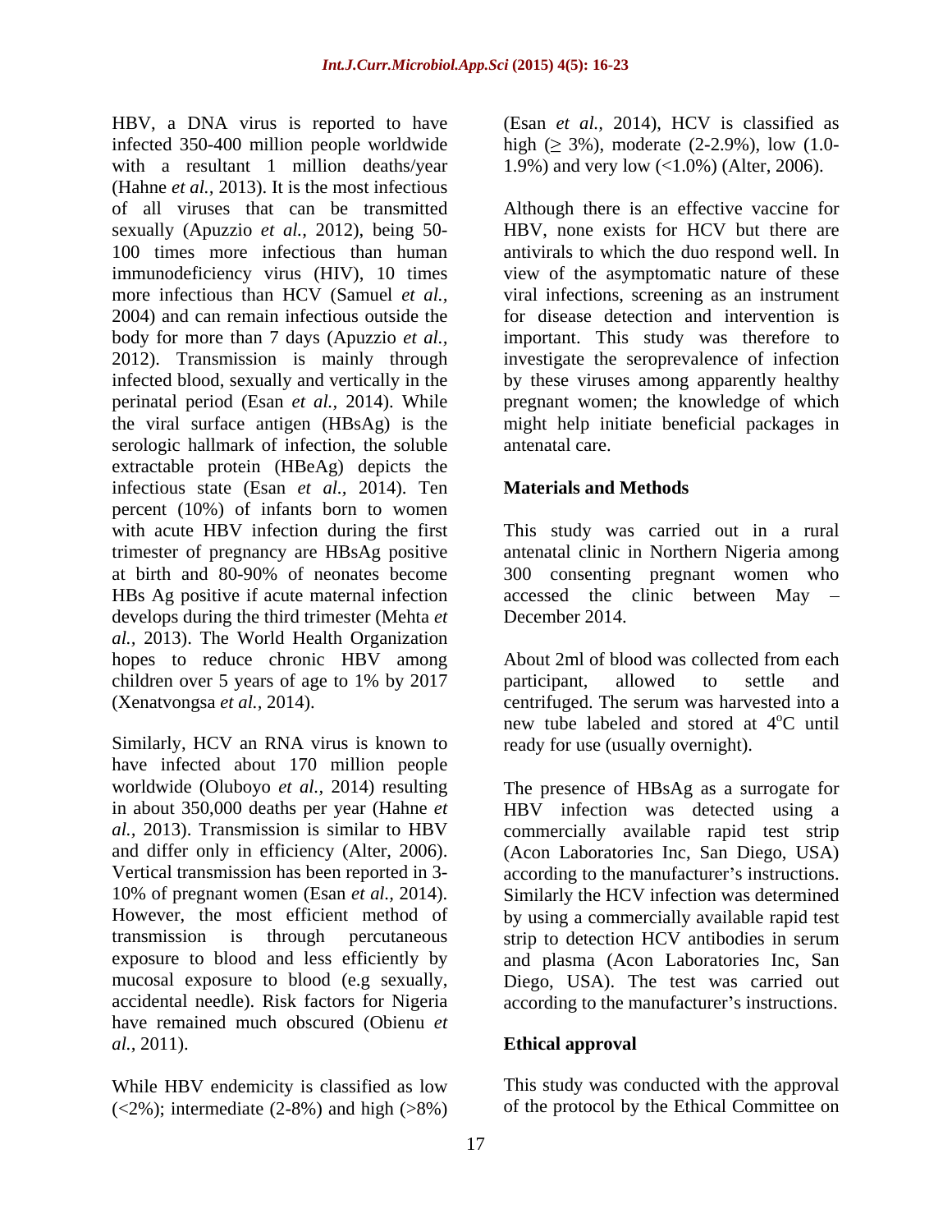HBV, a DNA virus is reported to have infected 350-400 million people worldwide with a resultant 1 million deaths/year (Hahne *et al.*, 2013). It is the most infectious of all viruses that can be transmitted sexually (Apuzzio *et al.*, 2012), being 50-100 times more infectious than human immunodeficiency virus (HIV), 10 times more infectious than HCV (Samuel *et al.*, 2004) and can remain infectious outside the body for more than 7 days (Apuzzio *et al.*, 2012). Transmission is mainly through infected blood, sexually and vertically in the perinatal period (Esan *et al.*, 2014). While the viral surface antigen (HBsAg) is the serologic hallmark of infection, the soluble extractable protein (HBeAg) depicts the infectious state (Esan *et al.*, 2014). Ten percent (10%) of infants born to women with acute HBV infection during the first trimester of pregnancy are HBsAg positive at birth and 80-90% of neonates become HBs Ag positive if acute maternal infection develops during the third trimester (Mehta *et al.*, 2013). The World Health Organization hopes to reduce chronic HBV among children over 5 years of age to 1% by 2017 (Xenatvongsa *et al.*, 2014).

Similarly, HCV an RNA virus is known to have infected about 170 million people worldwide (Oluboyo *et al.*, 2014) resulting in about 350,000 deaths per year (Hahne *et al.*, 2013). Transmission is similar to HBV and differ only in efficiency (Alter, 2006). Vertical transmission has been reported in 3-10% of pregnant women (Esan *et al.*, 2014). However, the most efficient method of transmission is through percutaneous exposure to blood and less efficiently by mucosal exposure to blood (e.g sexually, accidental needle). Risk factors for Nigeria have remained much obscured (Obienu *et al.*, 2011).

While HBV endemicity is classified as low (<2%); intermediate (2-8%) and high (>8%) (Esan *et al.*, 2014), HCV is classified as high (≥ 3%), moderate (2-2.9%), low (1.0-1.9%) and very low (<1.0%) (Alter, 2006).

Although there is an effective vaccine for HBV, none exists for HCV but there are antivirals to which the duo respond well. In view of the asymptomatic nature of these viral infections, screening as an instrument for disease detection and intervention is important. This study was therefore to investigate the seroprevalence of infection by these viruses among apparently healthy pregnant women; the knowledge of which might help initiate beneficial packages in antenatal care.

## Materials and Methods

This study was carried out in a rural antenatal clinic in Northern Nigeria among 300 consenting pregnant women who accessed the clinic between May – December 2014.

About 2ml of blood was collected from each participant, allowed to settle and centrifuged. The serum was harvested into a new tube labeled and stored at 4°C until ready for use (usually overnight).

The presence of HBsAg as a surrogate for HBV infection was detected using a commercially available rapid test strip (Acon Laboratories Inc, San Diego, USA) according to the manufacturer's instructions. Similarly the HCV infection was determined by using a commercially available rapid test strip to detection HCV antibodies in serum and plasma (Acon Laboratories Inc, San Diego, USA). The test was carried out according to the manufacturer's instructions.

## Ethical approval

This study was conducted with the approval of the protocol by the Ethical Committee on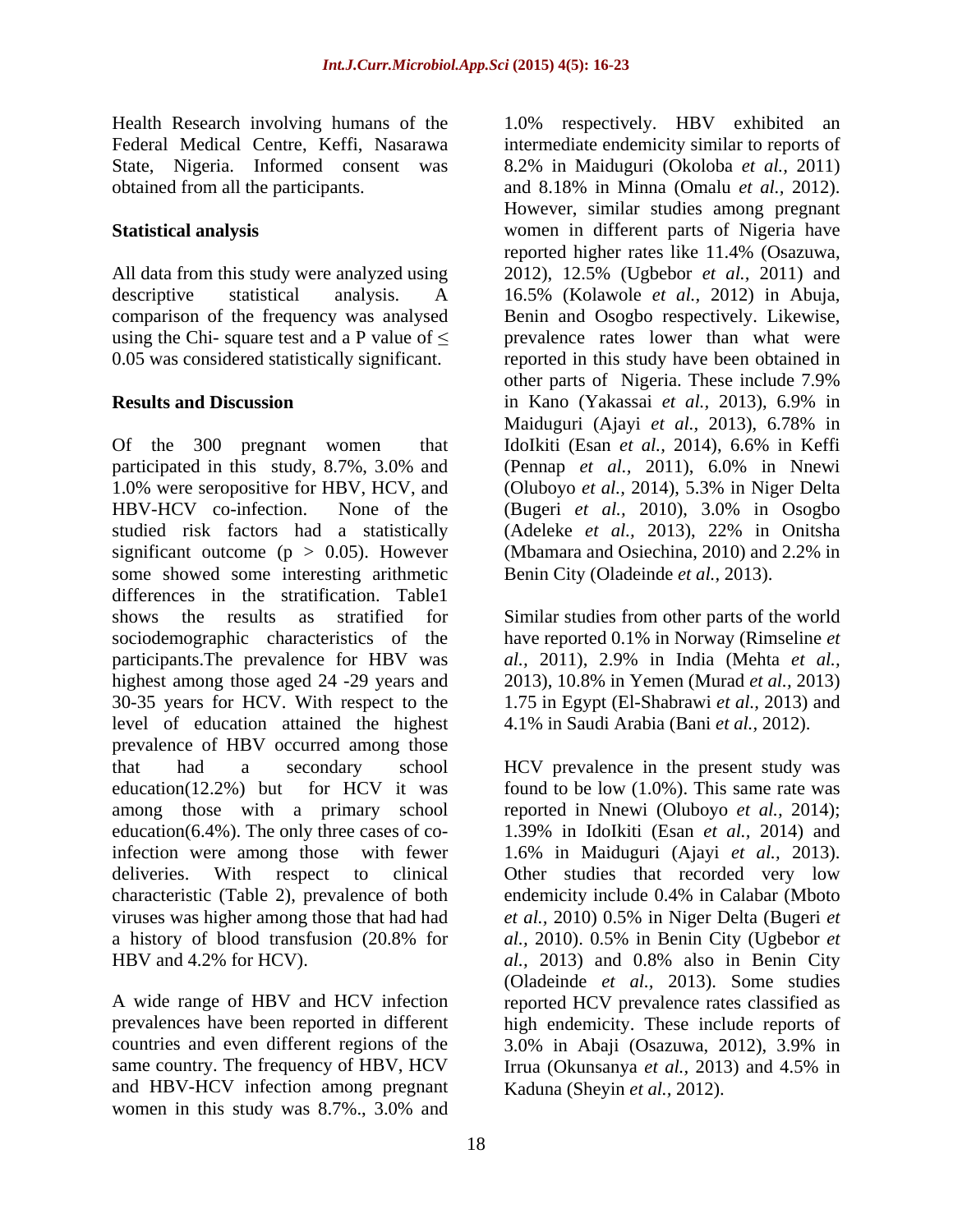Health Research involving humans of the Federal Medical Centre, Keffi, Nasarawa State, Nigeria. Informed consent was obtained from all the participants.

## Statistical analysis

All data from this study were analyzed using descriptive statistical analysis. A comparison of the frequency was analysed using the Chi- square test and a P value of ≤ 0.05 was considered statistically significant.

## Results and Discussion

Of the 300 pregnant women that participated in this study, 8.7%, 3.0% and 1.0% were seropositive for HBV, HCV, and HBV-HCV co-infection. None of the studied risk factors had a statistically significant outcome ($p > 0.05$). However some showed some interesting arithmetic differences in the stratification. Table1 shows the results as stratified for sociodemographic characteristics of the participants.The prevalence for HBV was highest among those aged 24 -29 years and 30-35 years for HCV. With respect to the level of education attained the highest prevalence of HBV occurred among those that had a secondary school education(12.2%) but for HCV it was among those with a primary school education(6.4%). The only three cases of co-infection were among those with fewer deliveries. With respect to clinical characteristic (Table 2), prevalence of both viruses was higher among those that had had a history of blood transfusion (20.8% for HBV and 4.2% for HCV).

A wide range of HBV and HCV infection prevalences have been reported in different countries and even different regions of the same country. The frequency of HBV, HCV and HBV-HCV infection among pregnant women in this study was 8.7%., 3.0% and 1.0% respectively. HBV exhibited an intermediate endemicity similar to reports of 8.2% in Maiduguri (Okoloba *et al.*, 2011) and 8.18% in Minna (Omalu *et al.*, 2012). However, similar studies among pregnant women in different parts of Nigeria have reported higher rates like 11.4% (Osazuwa, 2012), 12.5% (Ugbebor *et al.*, 2011) and 16.5% (Kolawole *et al.*, 2012) in Abuja, Benin and Osogbo respectively. Likewise, prevalence rates lower than what were reported in this study have been obtained in other parts of Nigeria. These include 7.9% in Kano (Yakassai *et al.*, 2013), 6.9% in Maiduguri (Ajayi *et al.*, 2013), 6.78% in IdoIkiti (Esan *et al.*, 2014), 6.6% in Keffi (Pennap *et al.*, 2011), 6.0% in Nnewi (Oluboyo *et al.*, 2014), 5.3% in Niger Delta (Bugeri *et al.*, 2010), 3.0% in Osogbo (Adeleke *et al.*, 2013), 22% in Onitsha (Mbamara and Osiechina, 2010) and 2.2% in Benin City (Oladeinde *et al.*, 2013).

Similar studies from other parts of the world have reported 0.1% in Norway (Rimseline *et al.*, 2011), 2.9% in India (Mehta *et al.*, 2013), 10.8% in Yemen (Murad *et al.*, 2013) 1.75 in Egypt (El-Shabrawi *et al.*, 2013) and 4.1% in Saudi Arabia (Bani *et al.*, 2012).

HCV prevalence in the present study was found to be low (1.0%). This same rate was reported in Nnewi (Oluboyo *et al.*, 2014); 1.39% in IdoIkiti (Esan *et al.*, 2014) and 1.6% in Maiduguri (Ajayi *et al.*, 2013). Other studies that recorded very low endemicity include 0.4% in Calabar (Mboto *et al.*, 2010) 0.5% in Niger Delta (Bugeri *et al.*, 2010). 0.5% in Benin City (Ugbebor *et al.*, 2013) and 0.8% also in Benin City (Oladeinde *et al.*, 2013). Some studies reported HCV prevalence rates classified as high endemicity. These include reports of 3.0% in Abaji (Osazuwa, 2012), 3.9% in Irrua (Okunsanya *et al.*, 2013) and 4.5% in Kaduna (Sheyin *et al.*, 2012).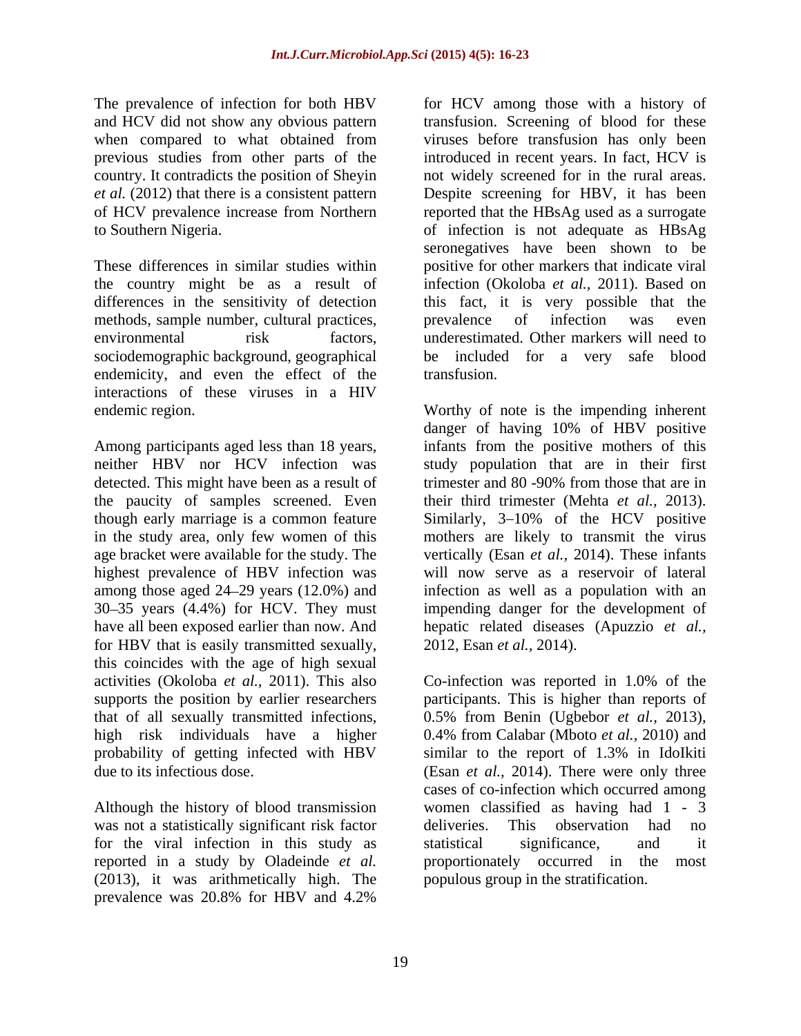The prevalence of infection for both HBV and HCV did not show any obvious pattern when compared to what obtained from previous studies from other parts of the country. It contradicts the position of Sheyin *et al.* (2012) that there is a consistent pattern of HCV prevalence increase from Northern to Southern Nigeria.

These differences in similar studies within the country might be as a result of differences in the sensitivity of detection methods, sample number, cultural practices, environmental risk factors, sociodemographic background, geographical endemicity, and even the effect of the interactions of these viruses in a HIV endemic region.

Among participants aged less than 18 years, neither HBV nor HCV infection was detected. This might have been as a result of the paucity of samples screened. Even though early marriage is a common feature in the study area, only few women of this age bracket were available for the study. The highest prevalence of HBV infection was among those aged 24–29 years (12.0%) and 30–35 years (4.4%) for HCV. They must have all been exposed earlier than now. And for HBV that is easily transmitted sexually, this coincides with the age of high sexual activities (Okoloba *et al.,* 2011). This also supports the position by earlier researchers that of all sexually transmitted infections, high risk individuals have a higher probability of getting infected with HBV due to its infectious dose.

Although the history of blood transmission was not a statistically significant risk factor for the viral infection in this study as reported in a study by Oladeinde *et al.* (2013), it was arithmetically high. The prevalence was 20.8% for HBV and 4.2% for HCV among those with a history of transfusion. Screening of blood for these viruses before transfusion has only been introduced in recent years. In fact, HCV is not widely screened for in the rural areas. Despite screening for HBV, it has been reported that the HBsAg used as a surrogate of infection is not adequate as HBsAg seronegatives have been shown to be positive for other markers that indicate viral infection (Okoloba *et al.,* 2011). Based on this fact, it is very possible that the prevalence of infection was even underestimated. Other markers will need to be included for a very safe blood transfusion.

Worthy of note is the impending inherent danger of having 10% of HBV positive infants from the positive mothers of this study population that are in their first trimester and 80 -90% from those that are in their third trimester (Mehta *et al.,* 2013). Similarly, 3–10% of the HCV positive mothers are likely to transmit the virus vertically (Esan *et al.,* 2014). These infants will now serve as a reservoir of lateral infection as well as a population with an impending danger for the development of hepatic related diseases (Apuzzio *et al.,* 2012, Esan *et al.,* 2014).

Co-infection was reported in 1.0% of the participants. This is higher than reports of 0.5% from Benin (Ugbebor *et al.*, 2013), 0.4% from Calabar (Mboto *et al.*, 2010) and similar to the report of 1.3% in IdoIkiti (Esan *et al.,* 2014). There were only three cases of co-infection which occurred among women classified as having had 1 - 3 deliveries. This observation had no statistical significance, and it proportionately occurred in the most populous group in the stratification.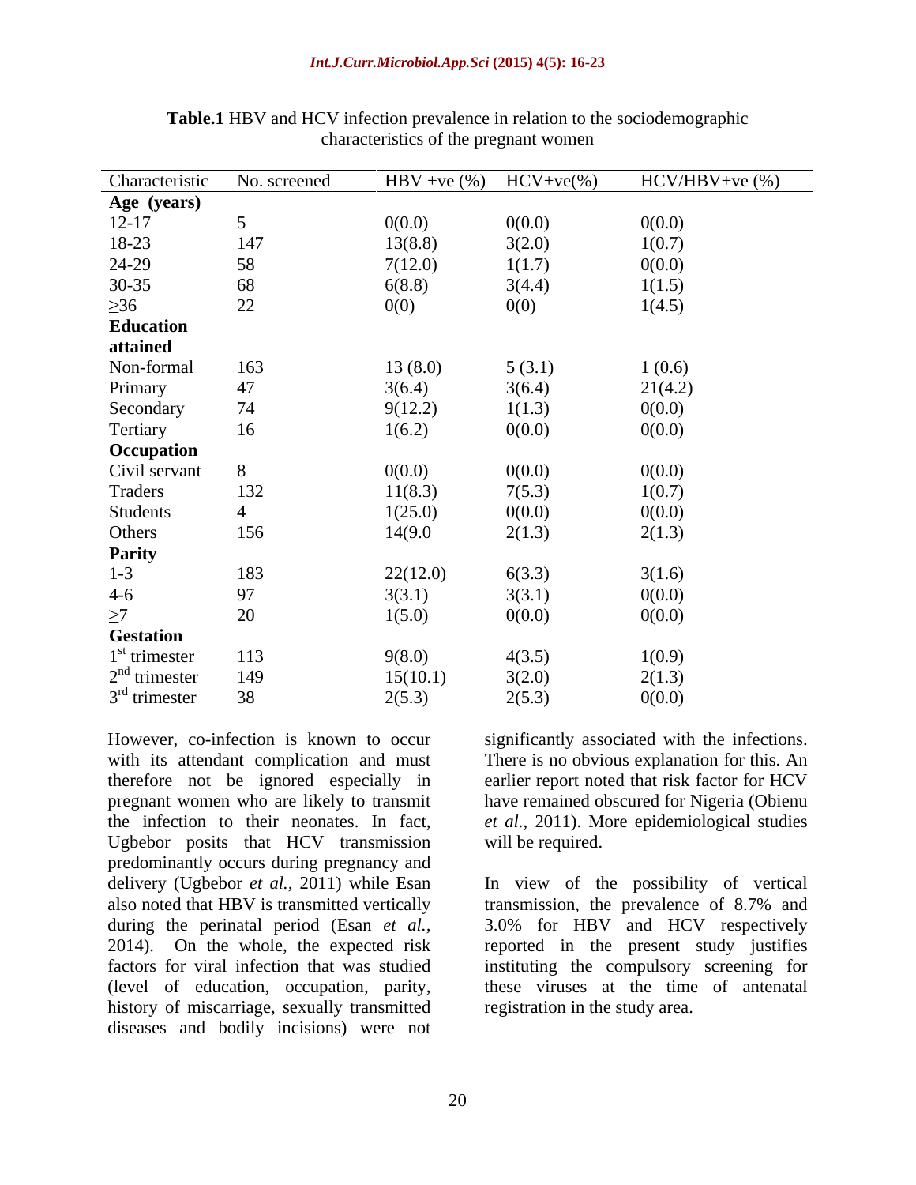**Table.1** HBV and HCV infection prevalence in relation to the sociodemographic characteristics of the pregnant women

| Characteristic | No. screened | HBV +ve (%) | HCV+ve(%) | HCV/HBV+ve (%) |
|---|---|---|---|---|
| **Age (years)** | | | | |
| 12-17 | 5 | 0(0.0) | 0(0.0) | 0(0.0) |
| 18-23 | 147 | 13(8.8) | 3(2.0) | 1(0.7) |
| 24-29 | 58 | 7(12.0) | 1(1.7) | 0(0.0) |
| 30-35 | 68 | 6(8.8) | 3(4.4) | 1(1.5) |
| ≥36 | 22 | 0(0) | 0(0) | 1(4.5) |
| **Education attained** | | | | |
| Non-formal | 163 | 13 (8.0) | 5 (3.1) | 1 (0.6) |
| Primary | 47 | 3(6.4) | 3(6.4) | 21(4.2) |
| Secondary | 74 | 9(12.2) | 1(1.3) | 0(0.0) |
| Tertiary | 16 | 1(6.2) | 0(0.0) | 0(0.0) |
| **Occupation** | | | | |
| Civil servant | 8 | 0(0.0) | 0(0.0) | 0(0.0) |
| Traders | 132 | 11(8.3) | 7(5.3) | 1(0.7) |
| Students | 4 | 1(25.0) | 0(0.0) | 0(0.0) |
| Others | 156 | 14(9.0 | 2(1.3) | 2(1.3) |
| **Parity** | | | | |
| 1-3 | 183 | 22(12.0) | 6(3.3) | 3(1.6) |
| 4-6 | 97 | 3(3.1) | 3(3.1) | 0(0.0) |
| ≥7 | 20 | 1(5.0) | 0(0.0) | 0(0.0) |
| **Gestation** | | | | |
| 1st trimester | 113 | 9(8.0) | 4(3.5) | 1(0.9) |
| 2nd trimester | 149 | 15(10.1) | 3(2.0) | 2(1.3) |
| 3rd trimester | 38 | 2(5.3) | 2(5.3) | 0(0.0) |

However, co-infection is known to occur with its attendant complication and must therefore not be ignored especially in pregnant women who are likely to transmit the infection to their neonates. In fact, Ugbebor posits that HCV transmission predominantly occurs during pregnancy and delivery (Ugbebor *et al.*, 2011) while Esan also noted that HBV is transmitted vertically during the perinatal period (Esan *et al.*, 2014). On the whole, the expected risk factors for viral infection that was studied (level of education, occupation, parity, history of miscarriage, sexually transmitted diseases and bodily incisions) were not significantly associated with the infections. There is no obvious explanation for this. An earlier report noted that risk factor for HCV have remained obscured for Nigeria (Obienu *et al.*, 2011). More epidemiological studies will be required.

In view of the possibility of vertical transmission, the prevalence of 8.7% and 3.0% for HBV and HCV respectively reported in the present study justifies instituting the compulsory screening for these viruses at the time of antenatal registration in the study area.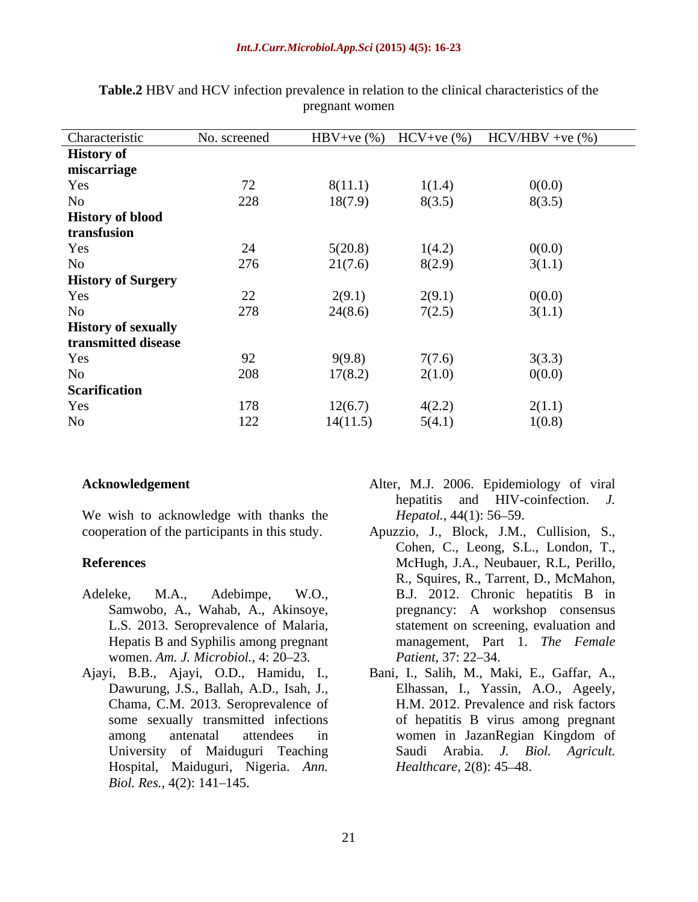**Table.2** HBV and HCV infection prevalence in relation to the clinical characteristics of the pregnant women

| Characteristic | No. screened | HBV+ve (%) | HCV+ve (%) | HCV/HBV +ve (%) |
|---|---|---|---|---|
| **History of miscarriage** | | | | |
| Yes | 72 | 8(11.1) | 1(1.4) | 0(0.0) |
| No | 228 | 18(7.9) | 8(3.5) | 8(3.5) |
| **History of blood transfusion** | | | | |
| Yes | 24 | 5(20.8) | 1(4.2) | 0(0.0) |
| No | 276 | 21(7.6) | 8(2.9) | 3(1.1) |
| **History of Surgery** | | | | |
| Yes | 22 | 2(9.1) | 2(9.1) | 0(0.0) |
| No | 278 | 24(8.6) | 7(2.5) | 3(1.1) |
| **History of sexually transmitted disease** | | | | |
| Yes | 92 | 9(9.8) | 7(7.6) | 3(3.3) |
| No | 208 | 17(8.2) | 2(1.0) | 0(0.0) |
| **Scarification** | | | | |
| Yes | 178 | 12(6.7) | 4(2.2) | 2(1.1) |
| No | 122 | 14(11.5) | 5(4.1) | 1(0.8) |

## Acknowledgement

We wish to acknowledge with thanks the cooperation of the participants in this study.

## References

- Adeleke, M.A., Adebimpe, W.O., Samwobo, A., Wahab, A., Akinsoye, L.S. 2013. Seroprevalence of Malaria, Hepatis B and Syphilis among pregnant women. *Am. J. Microbiol.*, 4: 20–23.
- Ajayi, B.B., Ajayi, O.D., Hamidu, I., Dawurung, J.S., Ballah, A.D., Isah, J., Chama, C.M. 2013. Seroprevalence of some sexually transmitted infections among antenatal attendees in University of Maiduguri Teaching Hospital, Maiduguri, Nigeria. *Ann. Biol. Res.*, 4(2): 141–145.
- Alter, M.J. 2006. Epidemiology of viral hepatitis and HIV-coinfection. *J. Hepatol.*, 44(1): 56–59.
- Apuzzio, J., Block, J.M., Cullision, S., Cohen, C., Leong, S.L., London, T., McHugh, J.A., Neubauer, R.L, Perillo, R., Squires, R., Tarrent, D., McMahon, B.J. 2012. Chronic hepatitis B in pregnancy: A workshop consensus statement on screening, evaluation and management, Part 1. *The Female Patient*, 37: 22–34.
- Bani, I., Salih, M., Maki, E., Gaffar, A., Elhassan, I., Yassin, A.O., Ageely, H.M. 2012. Prevalence and risk factors of hepatitis B virus among pregnant women in JazanRegian Kingdom of Saudi Arabia. *J. Biol. Agricult. Healthcare*, 2(8): 45–48.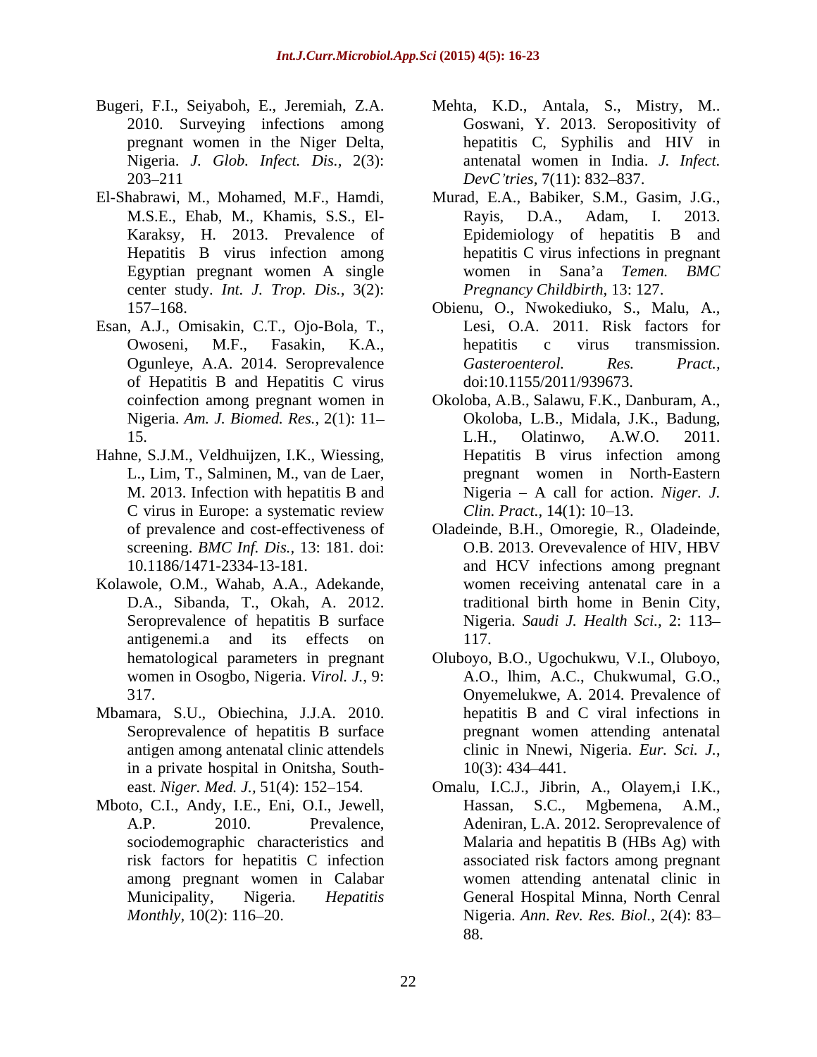Bugeri, F.I., Seiyaboh, E., Jeremiah, Z.A. 2010. Surveying infections among pregnant women in the Niger Delta, Nigeria. *J. Glob. Infect. Dis.,* 2(3): 203–211

El-Shabrawi, M., Mohamed, M.F., Hamdi, M.S.E., Ehab, M., Khamis, S.S., El-Karaksy, H. 2013. Prevalence of Hepatitis B virus infection among Egyptian pregnant women A single center study. *Int. J. Trop. Dis.,* 3(2): 157–168.

Esan, A.J., Omisakin, C.T., Ojo-Bola, T., Owoseni, M.F., Fasakin, K.A., Ogunleye, A.A. 2014. Seroprevalence of Hepatitis B and Hepatitis C virus coinfection among pregnant women in Nigeria. *Am. J. Biomed. Res.,* 2(1): 11–15.

Hahne, S.J.M., Veldhuijzen, I.K., Wiessing, L., Lim, T., Salminen, M., van de Laer, M. 2013. Infection with hepatitis B and C virus in Europe: a systematic review of prevalence and cost-effectiveness of screening. *BMC Inf. Dis.,* 13: 181. doi: 10.1186/1471-2334-13-181.

Kolawole, O.M., Wahab, A.A., Adekande, D.A., Sibanda, T., Okah, A. 2012. Seroprevalence of hepatitis B surface antigenemi.a and its effects on hematological parameters in pregnant women in Osogbo, Nigeria. *Virol. J.,* 9: 317.

Mbamara, S.U., Obiechina, J.J.A. 2010. Seroprevalence of hepatitis B surface antigen among antenatal clinic attendels in a private hospital in Onitsha, South-east. *Niger. Med. J.,* 51(4): 152–154.

Mboto, C.I., Andy, I.E., Eni, O.I., Jewell, A.P. 2010. Prevalence, sociodemographic characteristics and risk factors for hepatitis C infection among pregnant women in Calabar Municipality, Nigeria. *Hepatitis Monthly,* 10(2): 116–20.

Mehta, K.D., Antala, S., Mistry, M.. Goswani, Y. 2013. Seropositivity of hepatitis C, Syphilis and HIV in antenatal women in India. *J. Infect. DevC'tries,* 7(11): 832–837.

Murad, E.A., Babiker, S.M., Gasim, J.G., Rayis, D.A., Adam, I. 2013. Epidemiology of hepatitis B and hepatitis C virus infections in pregnant women in Sana'a *Temen. BMC Pregnancy Childbirth,* 13: 127.

Obienu, O., Nwokediuko, S., Malu, A., Lesi, O.A. 2011. Risk factors for hepatitis c virus transmission. *Gasteroenterol. Res. Pract.,* doi:10.1155/2011/939673.

Okoloba, A.B., Salawu, F.K., Danburam, A., Okoloba, L.B., Midala, J.K., Badung, L.H., Olatinwo, A.W.O. 2011. Hepatitis B virus infection among pregnant women in North-Eastern Nigeria – A call for action. *Niger. J. Clin. Pract.,* 14(1): 10–13.

Oladeinde, B.H., Omoregie, R., Oladeinde, O.B. 2013. Orevevalence of HIV, HBV and HCV infections among pregnant women receiving antenatal care in a traditional birth home in Benin City, Nigeria. *Saudi J. Health Sci.,* 2: 113–117.

Oluboyo, B.O., Ugochukwu, V.I., Oluboyo, A.O., lhim, A.C., Chukwumal, G.O., Onyemelukwe, A. 2014. Prevalence of hepatitis B and C viral infections in pregnant women attending antenatal clinic in Nnewi, Nigeria. *Eur. Sci. J.,* 10(3): 434–441.

Omalu, I.C.J., Jibrin, A., Olayem,i I.K., Hassan, S.C., Mgbemena, A.M., Adeniran, L.A. 2012. Seroprevalence of Malaria and hepatitis B (HBs Ag) with associated risk factors among pregnant women attending antenatal clinic in General Hospital Minna, North Cenral Nigeria. *Ann. Rev. Res. Biol.,* 2(4): 83–88.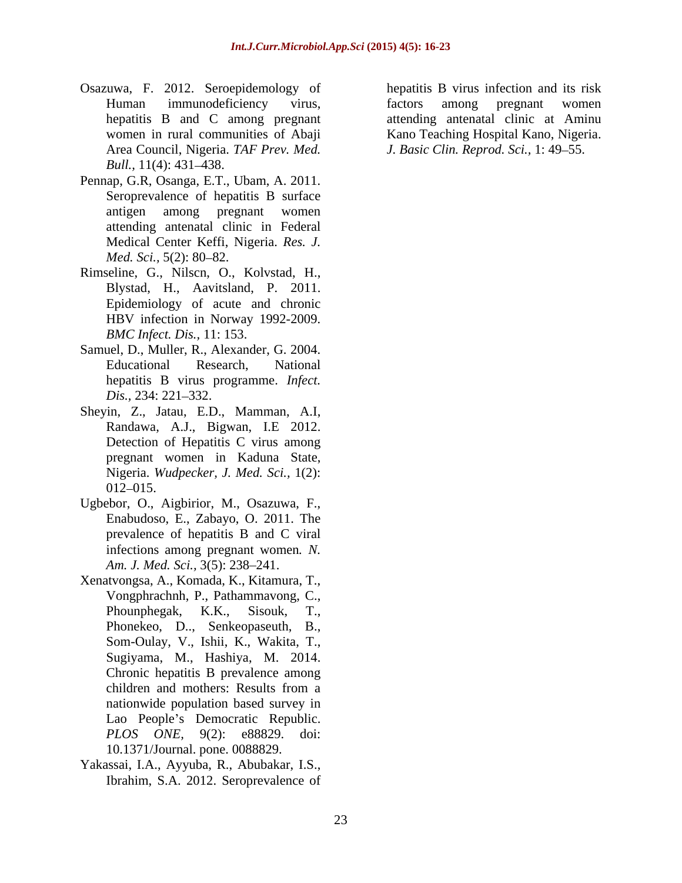Osazuwa, F. 2012. Seroepidemology of Human immunodeficiency virus, hepatitis B and C among pregnant women in rural communities of Abaji Area Council, Nigeria. *TAF Prev. Med. Bull.,* 11(4): 431–438.

Pennap, G.R, Osanga, E.T., Ubam, A. 2011. Seroprevalence of hepatitis B surface antigen among pregnant women attending antenatal clinic in Federal Medical Center Keffi, Nigeria. *Res. J. Med. Sci.,* 5(2): 80–82.

Rimseline, G., Nilscn, O., Kolvstad, H., Blystad, H., Aavitsland, P. 2011. Epidemiology of acute and chronic HBV infection in Norway 1992-2009. *BMC Infect. Dis.,* 11: 153.

Samuel, D., Muller, R., Alexander, G. 2004. Educational Research, National hepatitis B virus programme. *Infect. Dis.,* 234: 221–332.

Sheyin, Z., Jatau, E.D., Mamman, A.I, Randawa, A.J., Bigwan, I.E 2012. Detection of Hepatitis C virus among pregnant women in Kaduna State, Nigeria. *Wudpecker, J. Med. Sci.,* 1(2): 012–015.

Ugbebor, O., Aigbirior, M., Osazuwa, F., Enabudoso, E., Zabayo, O. 2011. The prevalence of hepatitis B and C viral infections among pregnant women*. N. Am. J. Med. Sci.,* 3(5): 238–241.

Xenatvongsa, A., Komada, K., Kitamura, T., Vongphrachnh, P., Pathammavong, C., Phounphegak, K.K., Sisouk, T., Phonekeo, D.., Senkeopaseuth, B., Som-Oulay, V., Ishii, K., Wakita, T., Sugiyama, M., Hashiya, M. 2014. Chronic hepatitis B prevalence among children and mothers: Results from a nationwide population based survey in Lao People's Democratic Republic. *PLOS ONE,* 9(2): e88829. doi: 10.1371/Journal. pone. 0088829.

Yakassai, I.A., Ayyuba, R., Abubakar, I.S., Ibrahim, S.A. 2012. Seroprevalence of hepatitis B virus infection and its risk factors among pregnant women attending antenatal clinic at Aminu Kano Teaching Hospital Kano, Nigeria. *J. Basic Clin. Reprod. Sci.,* 1: 49–55.